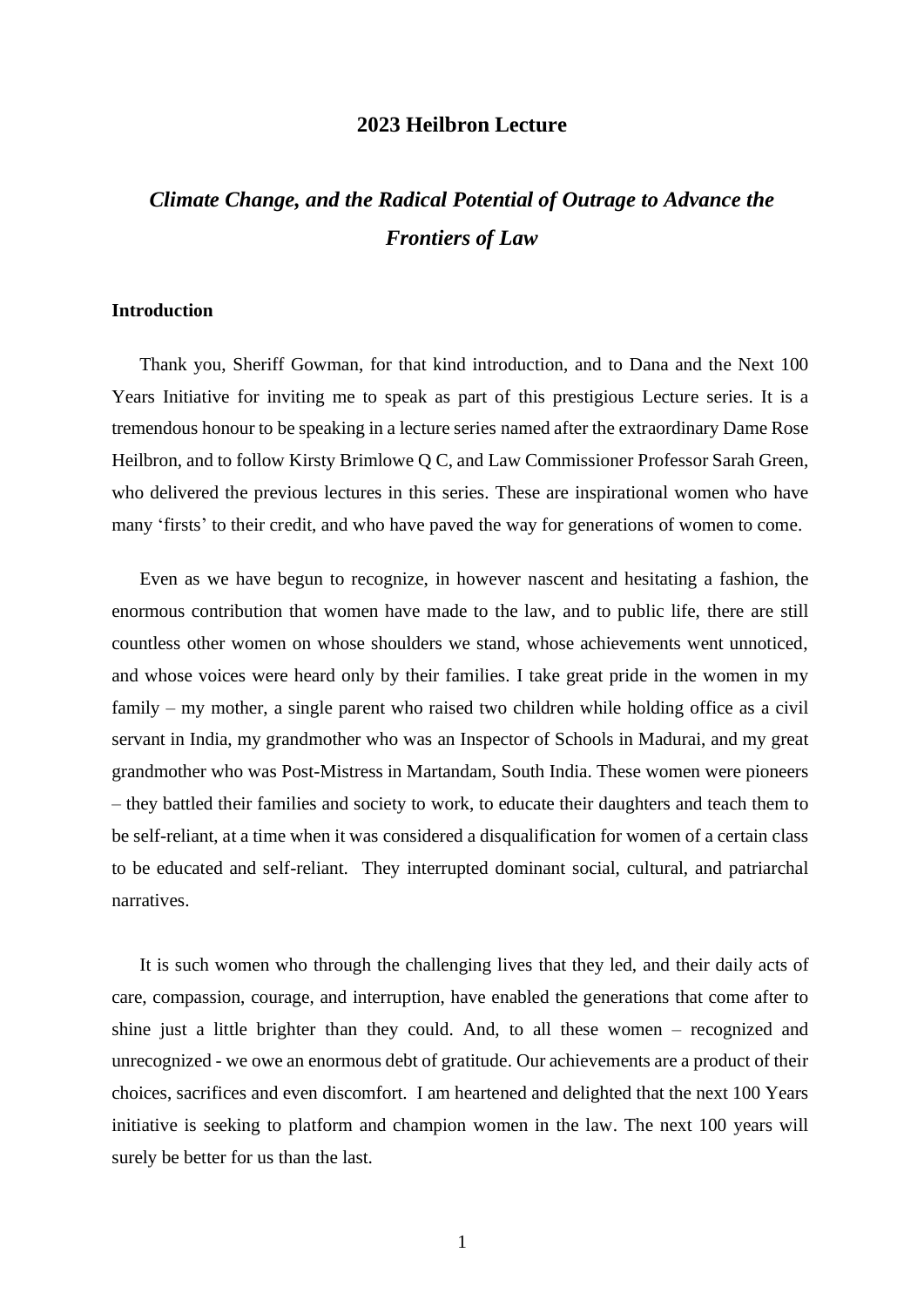# 2023 Heilbron Lecture

## *Climate Change, and the Radical Potential of Outrage to Advance the Frontiers of Law*

### Introduction

Thank you, Sheriff Gowman, for that kind introduction, and to Dana and the Next 100 Years Initiative for inviting me to speak as part of this prestigious Lecture series. It is a tremendous honour to be speaking in a lecture series named after the extraordinary Dame Rose Heilbron, and to follow Kirsty Brimlowe Q C, and Law Commissioner Professor Sarah Green, who delivered the previous lectures in this series. These are inspirational women who have many 'firsts' to their credit, and who have paved the way for generations of women to come.

Even as we have begun to recognize, in however nascent and hesitating a fashion, the enormous contribution that women have made to the law, and to public life, there are still countless other women on whose shoulders we stand, whose achievements went unnoticed, and whose voices were heard only by their families. I take great pride in the women in my family – my mother, a single parent who raised two children while holding office as a civil servant in India, my grandmother who was an Inspector of Schools in Madurai, and my great grandmother who was Post-Mistress in Martandam, South India. These women were pioneers – they battled their families and society to work, to educate their daughters and teach them to be self-reliant, at a time when it was considered a disqualification for women of a certain class to be educated and self-reliant. They interrupted dominant social, cultural, and patriarchal narratives.

It is such women who through the challenging lives that they led, and their daily acts of care, compassion, courage, and interruption, have enabled the generations that come after to shine just a little brighter than they could. And, to all these women – recognized and unrecognized - we owe an enormous debt of gratitude. Our achievements are a product of their choices, sacrifices and even discomfort. I am heartened and delighted that the next 100 Years initiative is seeking to platform and champion women in the law. The next 100 years will surely be better for us than the last.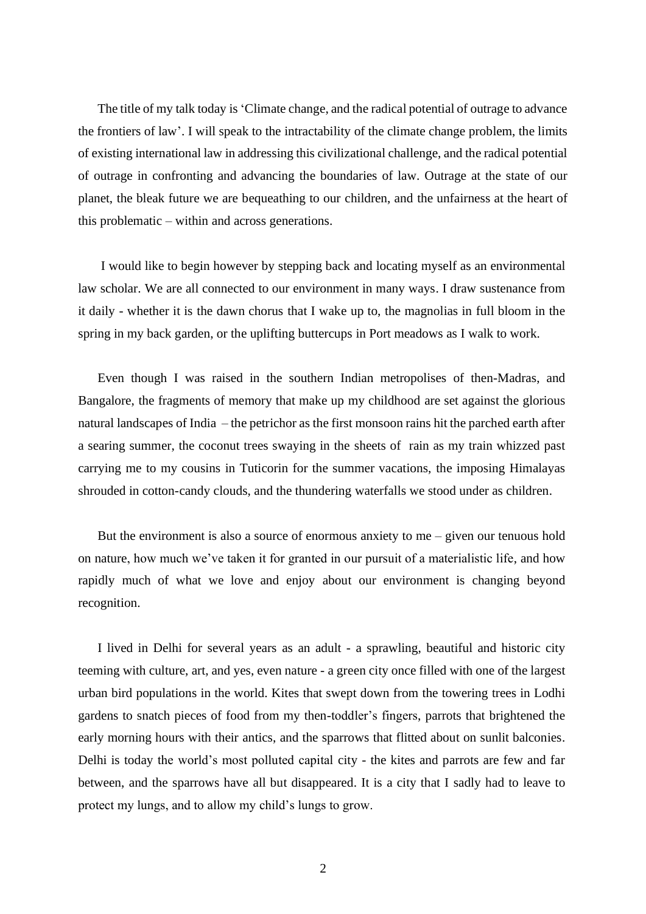The title of my talk today is 'Climate change, and the radical potential of outrage to advance the frontiers of law'. I will speak to the intractability of the climate change problem, the limits of existing international law in addressing this civilizational challenge, and the radical potential of outrage in confronting and advancing the boundaries of law. Outrage at the state of our planet, the bleak future we are bequeathing to our children, and the unfairness at the heart of this problematic – within and across generations.

I would like to begin however by stepping back and locating myself as an environmental law scholar. We are all connected to our environment in many ways. I draw sustenance from it daily - whether it is the dawn chorus that I wake up to, the magnolias in full bloom in the spring in my back garden, or the uplifting buttercups in Port meadows as I walk to work.

Even though I was raised in the southern Indian metropolises of then-Madras, and Bangalore, the fragments of memory that make up my childhood are set against the glorious natural landscapes of India – the petrichor as the first monsoon rains hit the parched earth after a searing summer, the coconut trees swaying in the sheets of rain as my train whizzed past carrying me to my cousins in Tuticorin for the summer vacations, the imposing Himalayas shrouded in cotton-candy clouds, and the thundering waterfalls we stood under as children.

But the environment is also a source of enormous anxiety to me – given our tenuous hold on nature, how much we've taken it for granted in our pursuit of a materialistic life, and how rapidly much of what we love and enjoy about our environment is changing beyond recognition.

I lived in Delhi for several years as an adult - a sprawling, beautiful and historic city teeming with culture, art, and yes, even nature - a green city once filled with one of the largest urban bird populations in the world. Kites that swept down from the towering trees in Lodhi gardens to snatch pieces of food from my then-toddler's fingers, parrots that brightened the early morning hours with their antics, and the sparrows that flitted about on sunlit balconies. Delhi is today the world's most polluted capital city - the kites and parrots are few and far between, and the sparrows have all but disappeared. It is a city that I sadly had to leave to protect my lungs, and to allow my child's lungs to grow.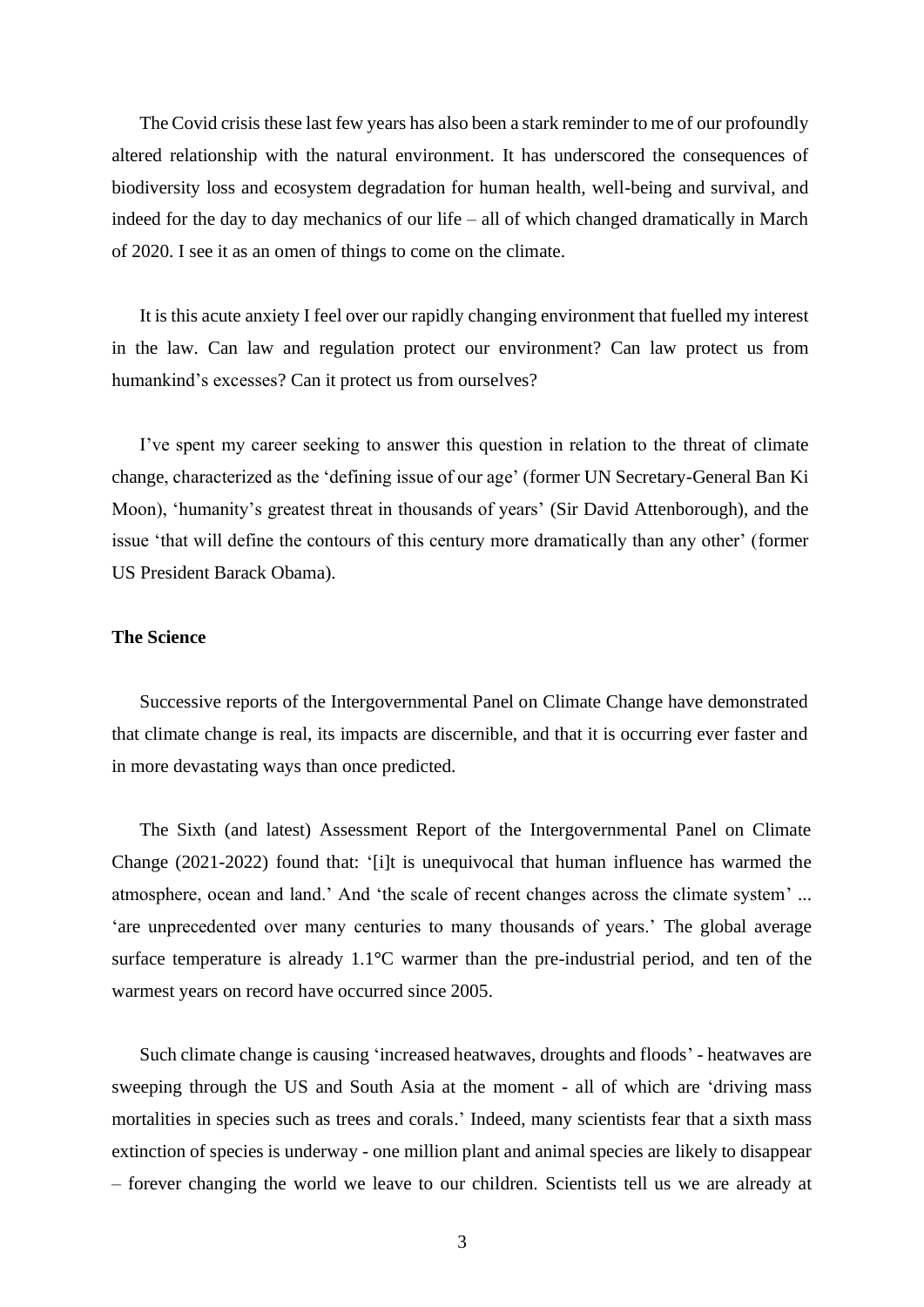The Covid crisis these last few years has also been a stark reminder to me of our profoundly altered relationship with the natural environment. It has underscored the consequences of biodiversity loss and ecosystem degradation for human health, well-being and survival, and indeed for the day to day mechanics of our life – all of which changed dramatically in March of 2020. I see it as an omen of things to come on the climate.

It is this acute anxiety I feel over our rapidly changing environment that fuelled my interest in the law. Can law and regulation protect our environment? Can law protect us from humankind's excesses? Can it protect us from ourselves?

I've spent my career seeking to answer this question in relation to the threat of climate change, characterized as the 'defining issue of our age' (former UN Secretary-General Ban Ki Moon), 'humanity's greatest threat in thousands of years' (Sir David Attenborough), and the issue 'that will define the contours of this century more dramatically than any other' (former US President Barack Obama).

**The Science**

Successive reports of the Intergovernmental Panel on Climate Change have demonstrated that climate change is real, its impacts are discernible, and that it is occurring ever faster and in more devastating ways than once predicted.

The Sixth (and latest) Assessment Report of the Intergovernmental Panel on Climate Change (2021-2022) found that: '[i]t is unequivocal that human influence has warmed the atmosphere, ocean and land.' And 'the scale of recent changes across the climate system' ... 'are unprecedented over many centuries to many thousands of years.' The global average surface temperature is already 1.1°C warmer than the pre-industrial period, and ten of the warmest years on record have occurred since 2005.

Such climate change is causing 'increased heatwaves, droughts and floods' - heatwaves are sweeping through the US and South Asia at the moment - all of which are 'driving mass mortalities in species such as trees and corals.' Indeed, many scientists fear that a sixth mass extinction of species is underway - one million plant and animal species are likely to disappear – forever changing the world we leave to our children. Scientists tell us we are already at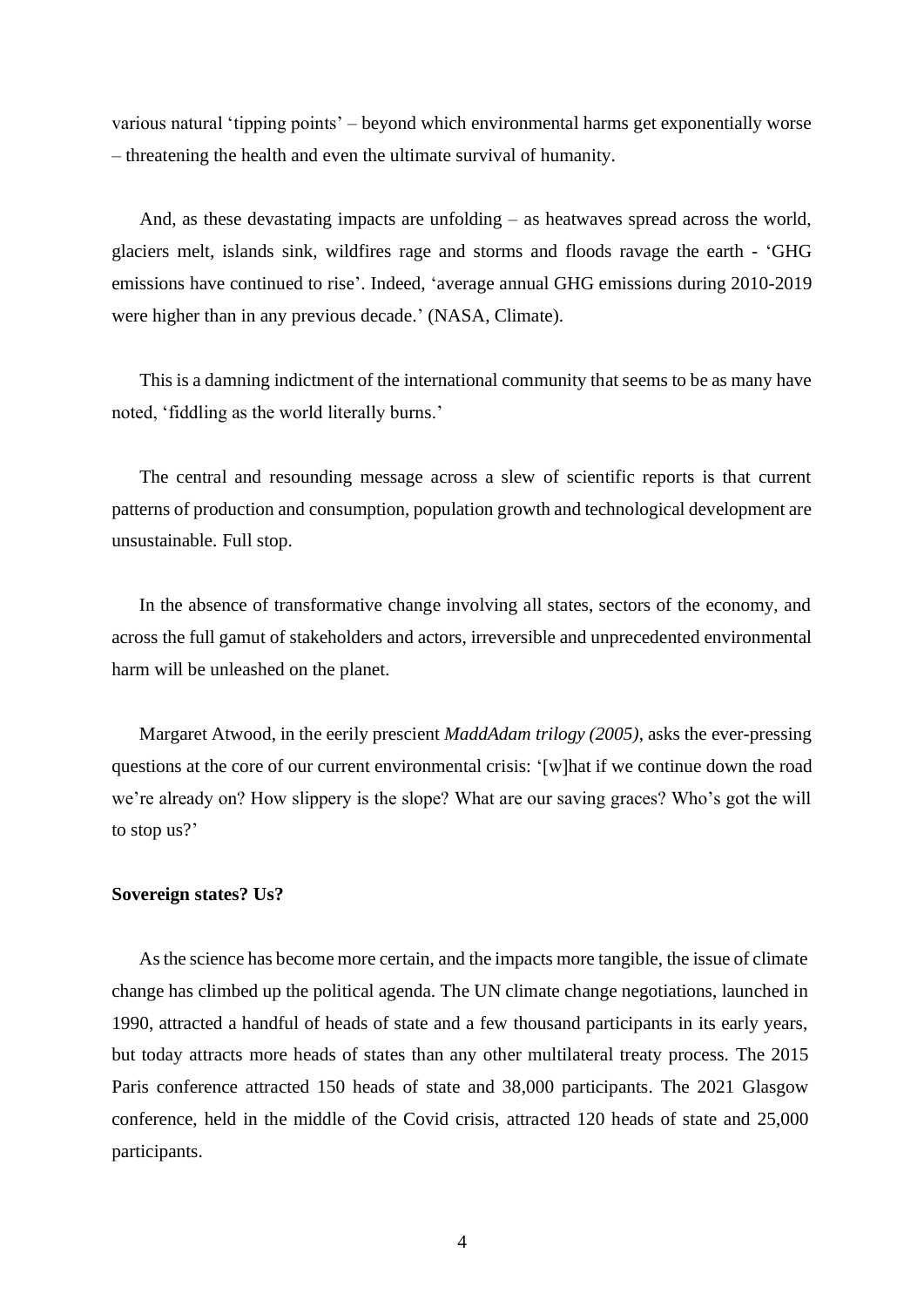various natural 'tipping points' – beyond which environmental harms get exponentially worse – threatening the health and even the ultimate survival of humanity.

And, as these devastating impacts are unfolding – as heatwaves spread across the world, glaciers melt, islands sink, wildfires rage and storms and floods ravage the earth - 'GHG emissions have continued to rise'. Indeed, 'average annual GHG emissions during 2010-2019 were higher than in any previous decade.' (NASA, Climate).

This is a damning indictment of the international community that seems to be as many have noted, 'fiddling as the world literally burns.'

The central and resounding message across a slew of scientific reports is that current patterns of production and consumption, population growth and technological development are unsustainable. Full stop.

In the absence of transformative change involving all states, sectors of the economy, and across the full gamut of stakeholders and actors, irreversible and unprecedented environmental harm will be unleashed on the planet.

Margaret Atwood, in the eerily prescient *MaddAdam trilogy (2005)*, asks the ever-pressing questions at the core of our current environmental crisis: '[w]hat if we continue down the road we're already on? How slippery is the slope? What are our saving graces? Who's got the will to stop us?'

**Sovereign states? Us?**

As the science has become more certain, and the impacts more tangible, the issue of climate change has climbed up the political agenda. The UN climate change negotiations, launched in 1990, attracted a handful of heads of state and a few thousand participants in its early years, but today attracts more heads of states than any other multilateral treaty process. The 2015 Paris conference attracted 150 heads of state and 38,000 participants. The 2021 Glasgow conference, held in the middle of the Covid crisis, attracted 120 heads of state and 25,000 participants.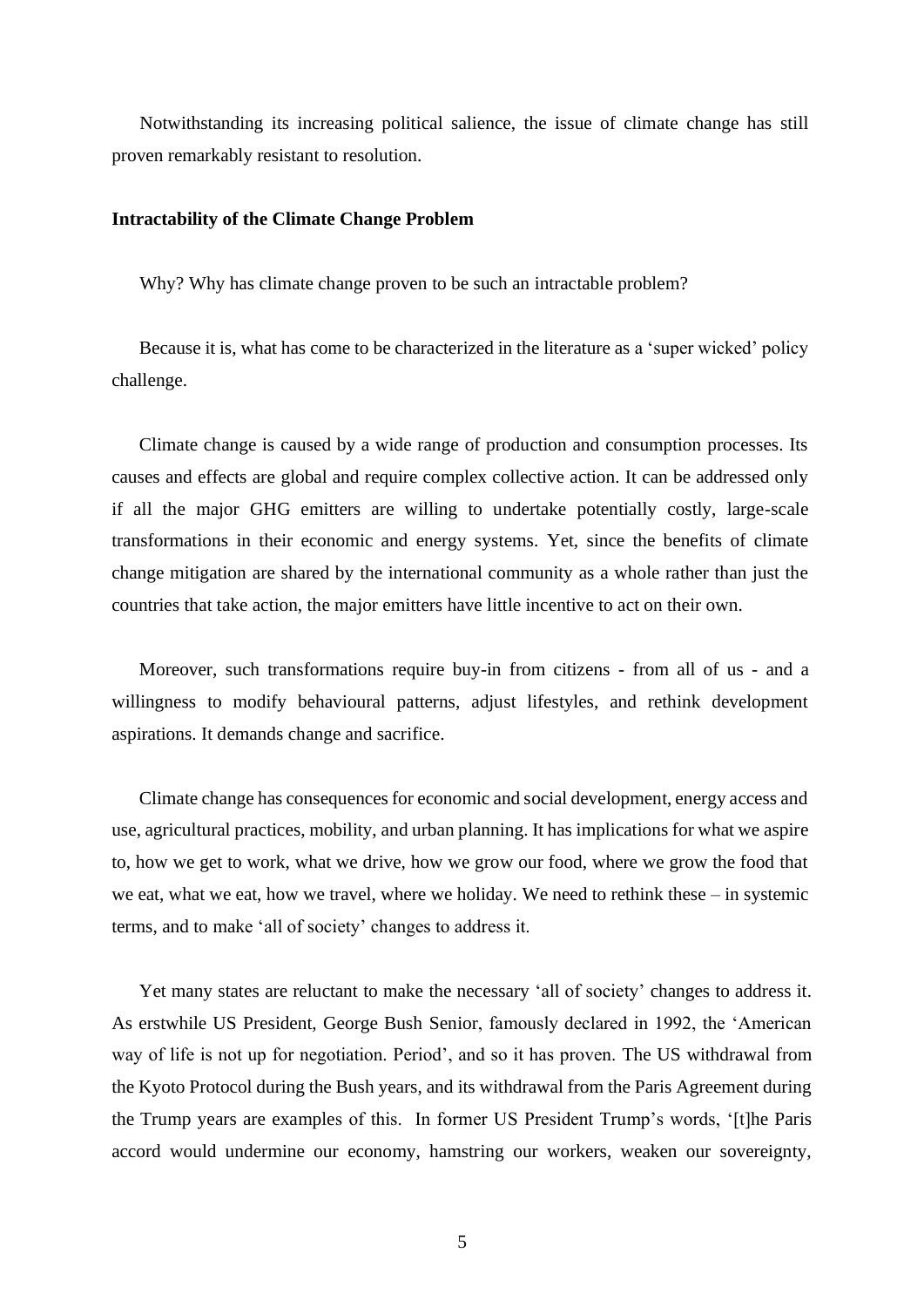Notwithstanding its increasing political salience, the issue of climate change has still proven remarkably resistant to resolution.

**Intractability of the Climate Change Problem**

Why? Why has climate change proven to be such an intractable problem?

Because it is, what has come to be characterized in the literature as a 'super wicked' policy challenge.

Climate change is caused by a wide range of production and consumption processes. Its causes and effects are global and require complex collective action. It can be addressed only if all the major GHG emitters are willing to undertake potentially costly, large-scale transformations in their economic and energy systems. Yet, since the benefits of climate change mitigation are shared by the international community as a whole rather than just the countries that take action, the major emitters have little incentive to act on their own.

Moreover, such transformations require buy-in from citizens - from all of us - and a willingness to modify behavioural patterns, adjust lifestyles, and rethink development aspirations. It demands change and sacrifice.

Climate change has consequences for economic and social development, energy access and use, agricultural practices, mobility, and urban planning. It has implications for what we aspire to, how we get to work, what we drive, how we grow our food, where we grow the food that we eat, what we eat, how we travel, where we holiday. We need to rethink these – in systemic terms, and to make 'all of society' changes to address it.

Yet many states are reluctant to make the necessary 'all of society' changes to address it. As erstwhile US President, George Bush Senior, famously declared in 1992, the 'American way of life is not up for negotiation. Period', and so it has proven. The US withdrawal from the Kyoto Protocol during the Bush years, and its withdrawal from the Paris Agreement during the Trump years are examples of this. In former US President Trump's words, '[t]he Paris accord would undermine our economy, hamstring our workers, weaken our sovereignty,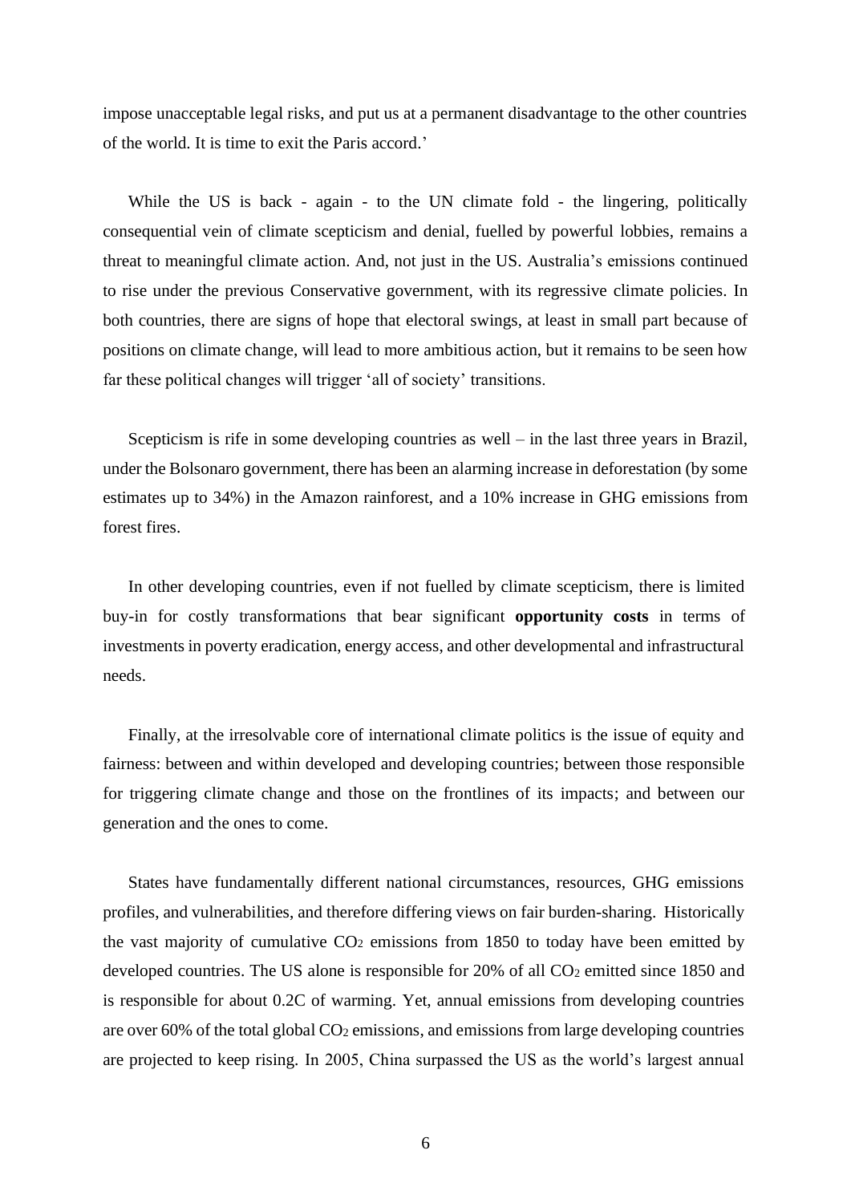impose unacceptable legal risks, and put us at a permanent disadvantage to the other countries of the world. It is time to exit the Paris accord.'

While the US is back - again - to the UN climate fold - the lingering, politically consequential vein of climate scepticism and denial, fuelled by powerful lobbies, remains a threat to meaningful climate action. And, not just in the US. Australia's emissions continued to rise under the previous Conservative government, with its regressive climate policies. In both countries, there are signs of hope that electoral swings, at least in small part because of positions on climate change, will lead to more ambitious action, but it remains to be seen how far these political changes will trigger 'all of society' transitions.

Scepticism is rife in some developing countries as well – in the last three years in Brazil, under the Bolsonaro government, there has been an alarming increase in deforestation (by some estimates up to 34%) in the Amazon rainforest, and a 10% increase in GHG emissions from forest fires.

In other developing countries, even if not fuelled by climate scepticism, there is limited buy-in for costly transformations that bear significant **opportunity costs** in terms of investments in poverty eradication, energy access, and other developmental and infrastructural needs.

Finally, at the irresolvable core of international climate politics is the issue of equity and fairness: between and within developed and developing countries; between those responsible for triggering climate change and those on the frontlines of its impacts; and between our generation and the ones to come.

States have fundamentally different national circumstances, resources, GHG emissions profiles, and vulnerabilities, and therefore differing views on fair burden-sharing. Historically the vast majority of cumulative $CO_2$ emissions from 1850 to today have been emitted by developed countries. The US alone is responsible for 20% of all $CO_2$ emitted since 1850 and is responsible for about 0.2C of warming. Yet, annual emissions from developing countries are over 60% of the total global $CO_2$ emissions, and emissions from large developing countries are projected to keep rising. In 2005, China surpassed the US as the world's largest annual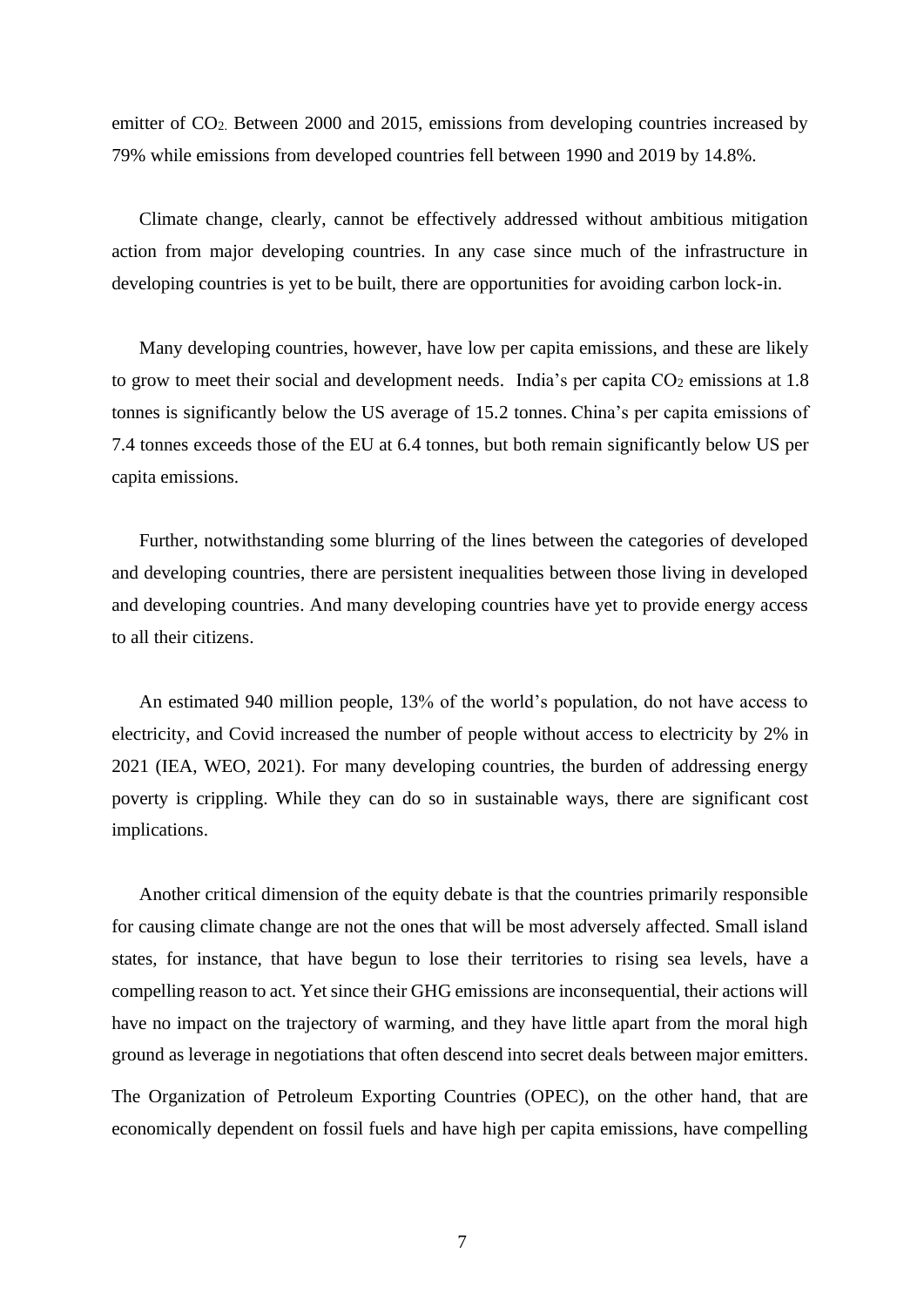emitter of $CO_2$. Between 2000 and 2015, emissions from developing countries increased by 79% while emissions from developed countries fell between 1990 and 2019 by 14.8%.

Climate change, clearly, cannot be effectively addressed without ambitious mitigation action from major developing countries. In any case since much of the infrastructure in developing countries is yet to be built, there are opportunities for avoiding carbon lock-in.

Many developing countries, however, have low per capita emissions, and these are likely to grow to meet their social and development needs. India's per capita $CO_2$ emissions at 1.8 tonnes is significantly below the US average of 15.2 tonnes. China's per capita emissions of 7.4 tonnes exceeds those of the EU at 6.4 tonnes, but both remain significantly below US per capita emissions.

Further, notwithstanding some blurring of the lines between the categories of developed and developing countries, there are persistent inequalities between those living in developed and developing countries. And many developing countries have yet to provide energy access to all their citizens.

An estimated 940 million people, 13% of the world's population, do not have access to electricity, and Covid increased the number of people without access to electricity by 2% in 2021 (IEA, WEO, 2021). For many developing countries, the burden of addressing energy poverty is crippling. While they can do so in sustainable ways, there are significant cost implications.

Another critical dimension of the equity debate is that the countries primarily responsible for causing climate change are not the ones that will be most adversely affected. Small island states, for instance, that have begun to lose their territories to rising sea levels, have a compelling reason to act. Yet since their GHG emissions are inconsequential, their actions will have no impact on the trajectory of warming, and they have little apart from the moral high ground as leverage in negotiations that often descend into secret deals between major emitters.

The Organization of Petroleum Exporting Countries (OPEC), on the other hand, that are economically dependent on fossil fuels and have high per capita emissions, have compelling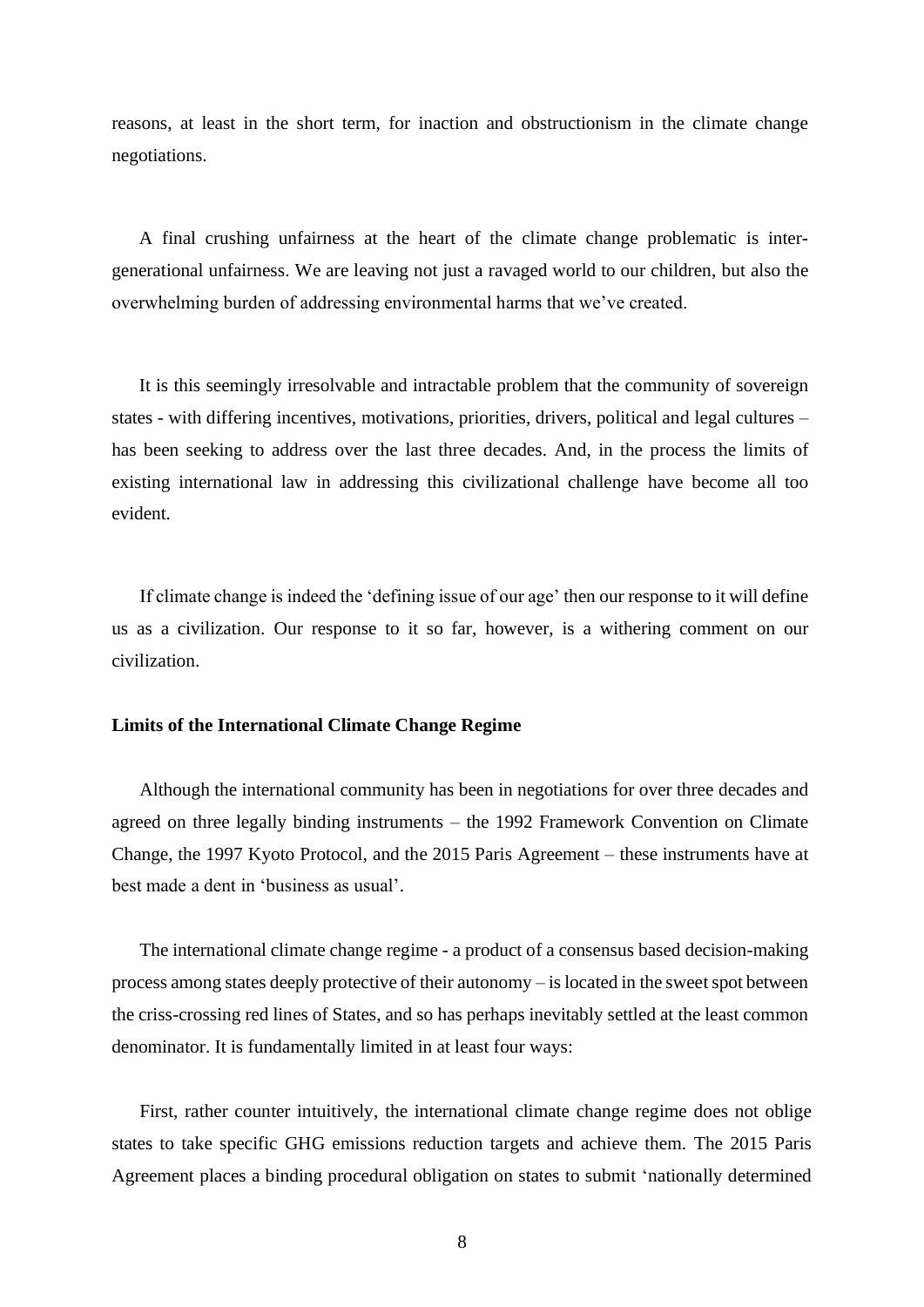reasons, at least in the short term, for inaction and obstructionism in the climate change negotiations.

A final crushing unfairness at the heart of the climate change problematic is inter-generational unfairness. We are leaving not just a ravaged world to our children, but also the overwhelming burden of addressing environmental harms that we've created.

It is this seemingly irresolvable and intractable problem that the community of sovereign states - with differing incentives, motivations, priorities, drivers, political and legal cultures – has been seeking to address over the last three decades. And, in the process the limits of existing international law in addressing this civilizational challenge have become all too evident.

If climate change is indeed the 'defining issue of our age' then our response to it will define us as a civilization. Our response to it so far, however, is a withering comment on our civilization.

**Limits of the International Climate Change Regime**

Although the international community has been in negotiations for over three decades and agreed on three legally binding instruments – the 1992 Framework Convention on Climate Change, the 1997 Kyoto Protocol, and the 2015 Paris Agreement – these instruments have at best made a dent in 'business as usual'.

The international climate change regime - a product of a consensus based decision-making process among states deeply protective of their autonomy – is located in the sweet spot between the criss-crossing red lines of States, and so has perhaps inevitably settled at the least common denominator. It is fundamentally limited in at least four ways:

First, rather counter intuitively, the international climate change regime does not oblige states to take specific GHG emissions reduction targets and achieve them. The 2015 Paris Agreement places a binding procedural obligation on states to submit 'nationally determined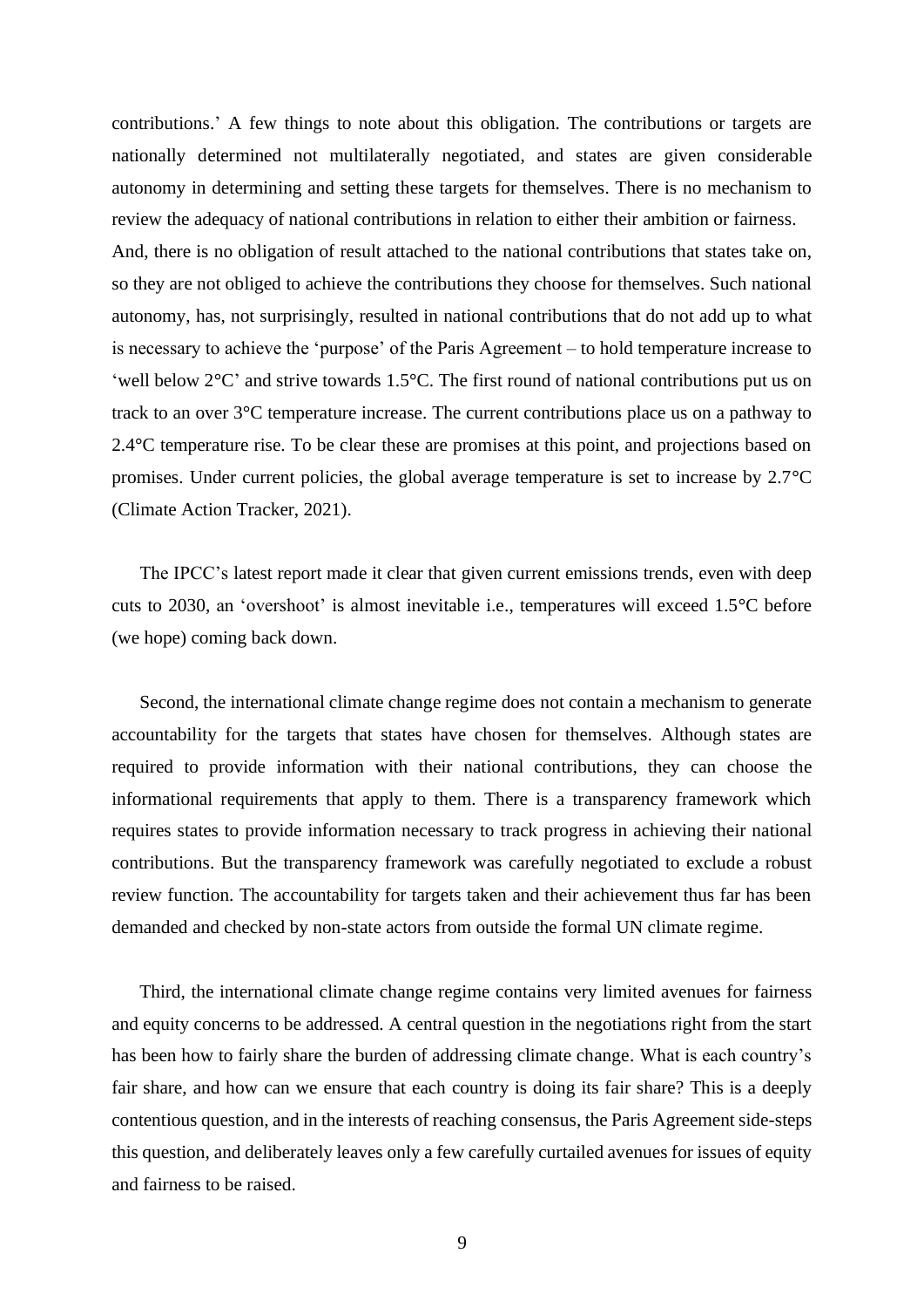contributions.' A few things to note about this obligation. The contributions or targets are nationally determined not multilaterally negotiated, and states are given considerable autonomy in determining and setting these targets for themselves. There is no mechanism to review the adequacy of national contributions in relation to either their ambition or fairness. And, there is no obligation of result attached to the national contributions that states take on, so they are not obliged to achieve the contributions they choose for themselves. Such national autonomy, has, not surprisingly, resulted in national contributions that do not add up to what is necessary to achieve the 'purpose' of the Paris Agreement – to hold temperature increase to 'well below 2°C' and strive towards 1.5°C. The first round of national contributions put us on track to an over 3°C temperature increase. The current contributions place us on a pathway to 2.4°C temperature rise. To be clear these are promises at this point, and projections based on promises. Under current policies, the global average temperature is set to increase by 2.7°C (Climate Action Tracker, 2021).

The IPCC's latest report made it clear that given current emissions trends, even with deep cuts to 2030, an 'overshoot' is almost inevitable i.e., temperatures will exceed 1.5°C before (we hope) coming back down.

Second, the international climate change regime does not contain a mechanism to generate accountability for the targets that states have chosen for themselves. Although states are required to provide information with their national contributions, they can choose the informational requirements that apply to them. There is a transparency framework which requires states to provide information necessary to track progress in achieving their national contributions. But the transparency framework was carefully negotiated to exclude a robust review function. The accountability for targets taken and their achievement thus far has been demanded and checked by non-state actors from outside the formal UN climate regime.

Third, the international climate change regime contains very limited avenues for fairness and equity concerns to be addressed. A central question in the negotiations right from the start has been how to fairly share the burden of addressing climate change. What is each country's fair share, and how can we ensure that each country is doing its fair share? This is a deeply contentious question, and in the interests of reaching consensus, the Paris Agreement side-steps this question, and deliberately leaves only a few carefully curtailed avenues for issues of equity and fairness to be raised.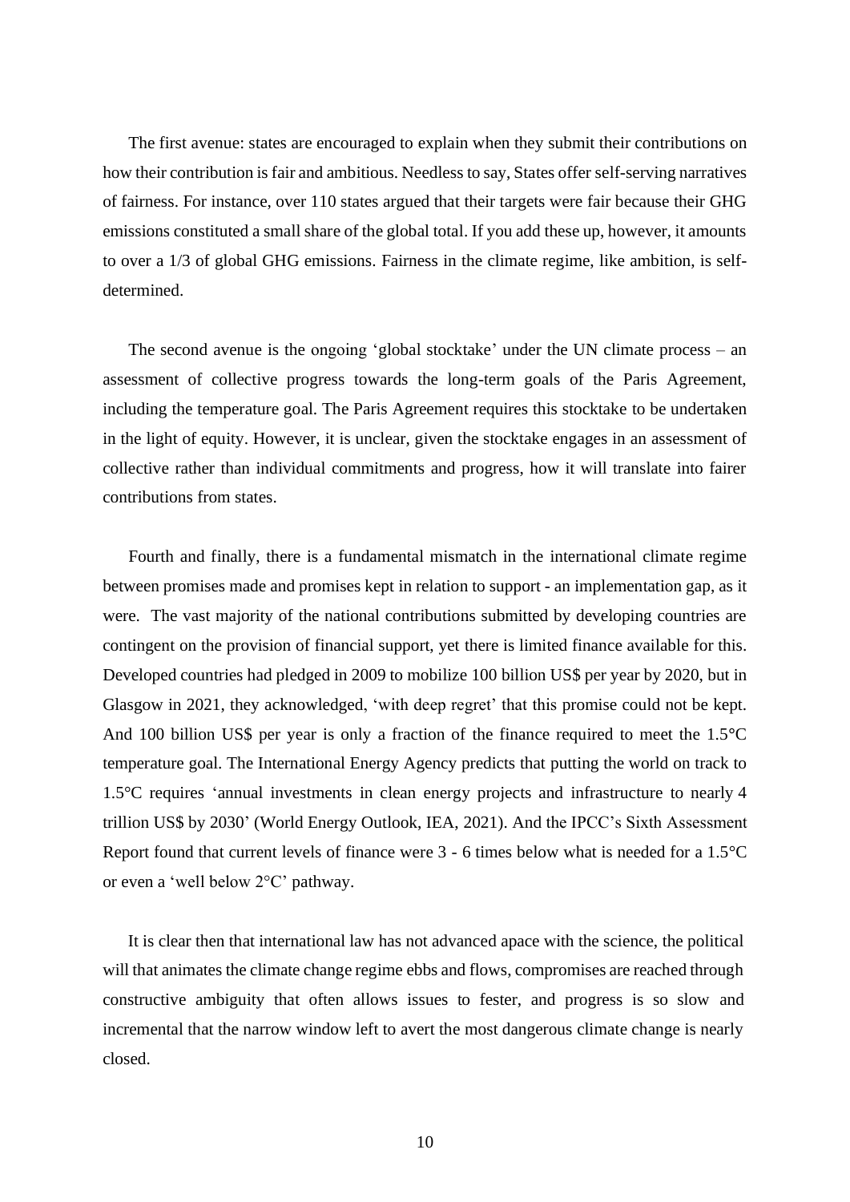The first avenue: states are encouraged to explain when they submit their contributions on how their contribution is fair and ambitious. Needless to say, States offer self-serving narratives of fairness. For instance, over 110 states argued that their targets were fair because their GHG emissions constituted a small share of the global total. If you add these up, however, it amounts to over a 1/3 of global GHG emissions. Fairness in the climate regime, like ambition, is self-determined.

The second avenue is the ongoing 'global stocktake' under the UN climate process – an assessment of collective progress towards the long-term goals of the Paris Agreement, including the temperature goal. The Paris Agreement requires this stocktake to be undertaken in the light of equity. However, it is unclear, given the stocktake engages in an assessment of collective rather than individual commitments and progress, how it will translate into fairer contributions from states.

Fourth and finally, there is a fundamental mismatch in the international climate regime between promises made and promises kept in relation to support - an implementation gap, as it were. The vast majority of the national contributions submitted by developing countries are contingent on the provision of financial support, yet there is limited finance available for this. Developed countries had pledged in 2009 to mobilize 100 billion US$ per year by 2020, but in Glasgow in 2021, they acknowledged, 'with deep regret' that this promise could not be kept. And 100 billion US$ per year is only a fraction of the finance required to meet the 1.5°C temperature goal. The International Energy Agency predicts that putting the world on track to 1.5°C requires 'annual investments in clean energy projects and infrastructure to nearly 4 trillion US$ by 2030' (World Energy Outlook, IEA, 2021). And the IPCC's Sixth Assessment Report found that current levels of finance were 3 - 6 times below what is needed for a 1.5°C or even a 'well below 2°C' pathway.

It is clear then that international law has not advanced apace with the science, the political will that animates the climate change regime ebbs and flows, compromises are reached through constructive ambiguity that often allows issues to fester, and progress is so slow and incremental that the narrow window left to avert the most dangerous climate change is nearly closed.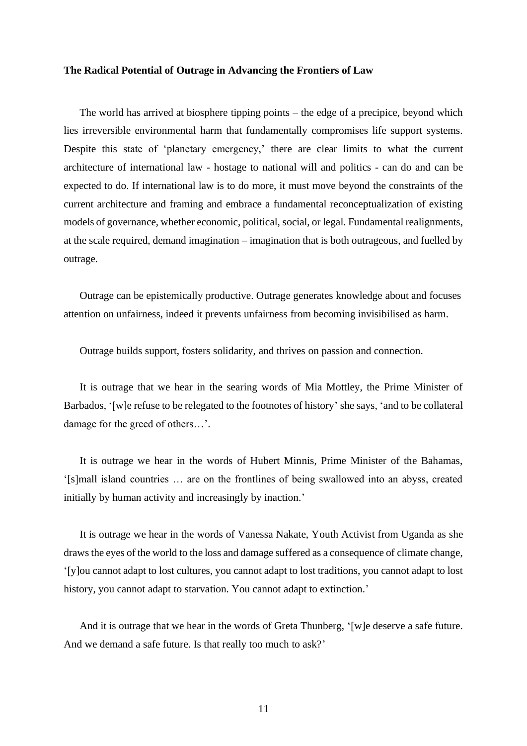**The Radical Potential of Outrage in Advancing the Frontiers of Law**

The world has arrived at biosphere tipping points – the edge of a precipice, beyond which lies irreversible environmental harm that fundamentally compromises life support systems. Despite this state of 'planetary emergency,' there are clear limits to what the current architecture of international law - hostage to national will and politics - can do and can be expected to do. If international law is to do more, it must move beyond the constraints of the current architecture and framing and embrace a fundamental reconceptualization of existing models of governance, whether economic, political, social, or legal. Fundamental realignments, at the scale required, demand imagination – imagination that is both outrageous, and fuelled by outrage.

Outrage can be epistemically productive. Outrage generates knowledge about and focuses attention on unfairness, indeed it prevents unfairness from becoming invisibilised as harm.

Outrage builds support, fosters solidarity, and thrives on passion and connection.

It is outrage that we hear in the searing words of Mia Mottley, the Prime Minister of Barbados, '[w]e refuse to be relegated to the footnotes of history' she says, 'and to be collateral damage for the greed of others…'.

It is outrage we hear in the words of Hubert Minnis, Prime Minister of the Bahamas, '[s]mall island countries … are on the frontlines of being swallowed into an abyss, created initially by human activity and increasingly by inaction.'

It is outrage we hear in the words of Vanessa Nakate, Youth Activist from Uganda as she draws the eyes of the world to the loss and damage suffered as a consequence of climate change, '[y]ou cannot adapt to lost cultures, you cannot adapt to lost traditions, you cannot adapt to lost history, you cannot adapt to starvation. You cannot adapt to extinction.'

And it is outrage that we hear in the words of Greta Thunberg, '[w]e deserve a safe future. And we demand a safe future. Is that really too much to ask?'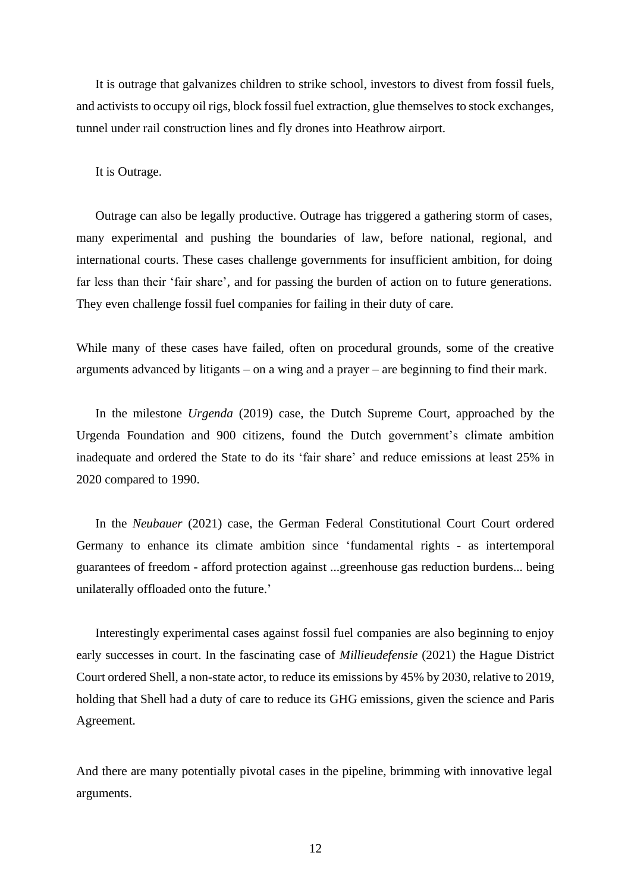It is outrage that galvanizes children to strike school, investors to divest from fossil fuels, and activists to occupy oil rigs, block fossil fuel extraction, glue themselves to stock exchanges, tunnel under rail construction lines and fly drones into Heathrow airport.

It is Outrage.

Outrage can also be legally productive. Outrage has triggered a gathering storm of cases, many experimental and pushing the boundaries of law, before national, regional, and international courts. These cases challenge governments for insufficient ambition, for doing far less than their 'fair share', and for passing the burden of action on to future generations. They even challenge fossil fuel companies for failing in their duty of care.

While many of these cases have failed, often on procedural grounds, some of the creative arguments advanced by litigants – on a wing and a prayer – are beginning to find their mark.

In the milestone *Urgenda* (2019) case, the Dutch Supreme Court, approached by the Urgenda Foundation and 900 citizens, found the Dutch government's climate ambition inadequate and ordered the State to do its 'fair share' and reduce emissions at least 25% in 2020 compared to 1990.

In the *Neubauer* (2021) case, the German Federal Constitutional Court Court ordered Germany to enhance its climate ambition since 'fundamental rights - as intertemporal guarantees of freedom - afford protection against ...greenhouse gas reduction burdens... being unilaterally offloaded onto the future.'

Interestingly experimental cases against fossil fuel companies are also beginning to enjoy early successes in court. In the fascinating case of *Millieudefensie* (2021) the Hague District Court ordered Shell, a non-state actor, to reduce its emissions by 45% by 2030, relative to 2019, holding that Shell had a duty of care to reduce its GHG emissions, given the science and Paris Agreement.

And there are many potentially pivotal cases in the pipeline, brimming with innovative legal arguments.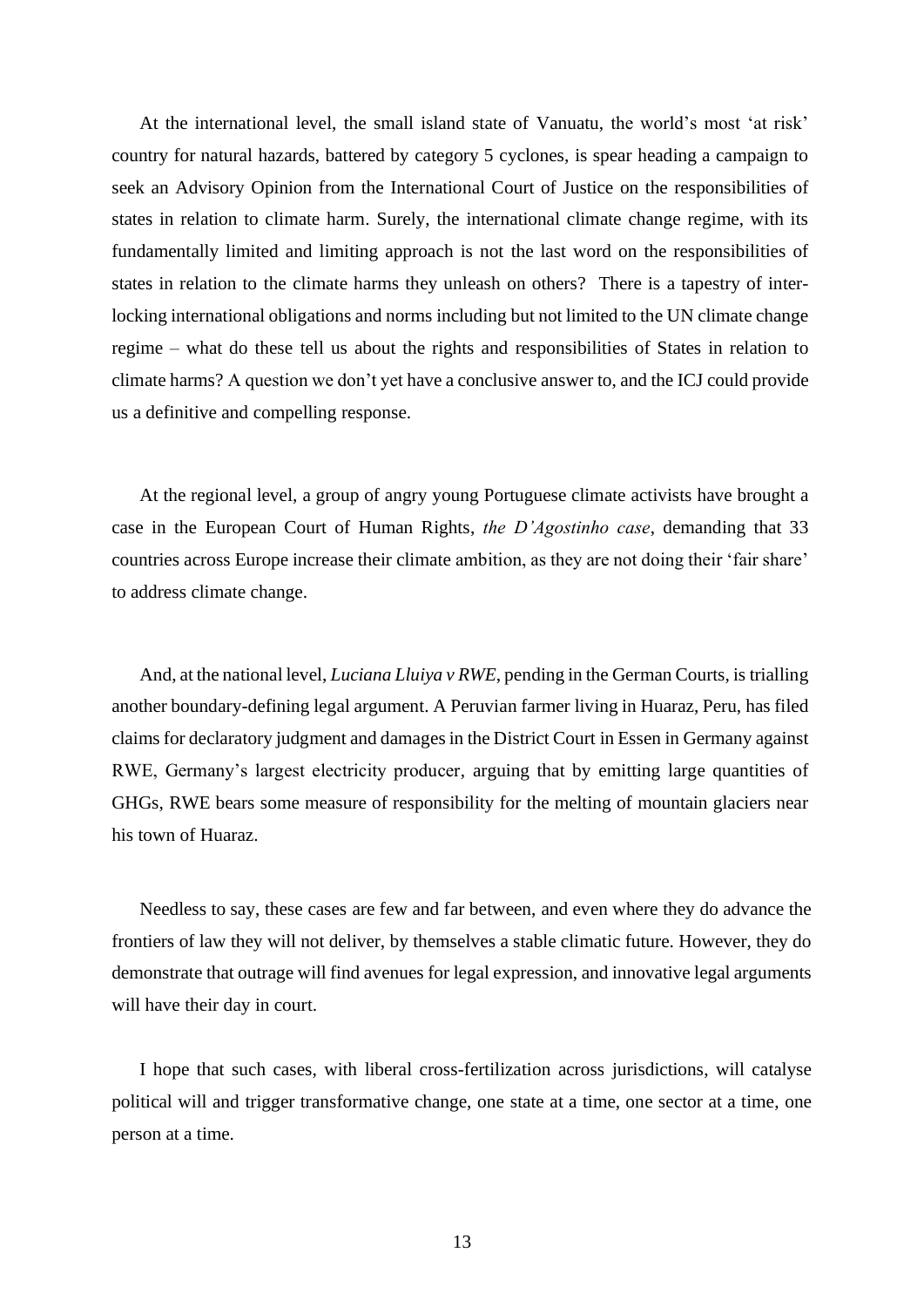At the international level, the small island state of Vanuatu, the world's most 'at risk' country for natural hazards, battered by category 5 cyclones, is spear heading a campaign to seek an Advisory Opinion from the International Court of Justice on the responsibilities of states in relation to climate harm. Surely, the international climate change regime, with its fundamentally limited and limiting approach is not the last word on the responsibilities of states in relation to the climate harms they unleash on others? There is a tapestry of interlocking international obligations and norms including but not limited to the UN climate change regime – what do these tell us about the rights and responsibilities of States in relation to climate harms? A question we don't yet have a conclusive answer to, and the ICJ could provide us a definitive and compelling response.

At the regional level, a group of angry young Portuguese climate activists have brought a case in the European Court of Human Rights, *the D'Agostinho case*, demanding that 33 countries across Europe increase their climate ambition, as they are not doing their 'fair share' to address climate change.

And, at the national level, *Luciana Lluiya v RWE*, pending in the German Courts, is trialling another boundary-defining legal argument. A Peruvian farmer living in Huaraz, Peru, has filed claims for declaratory judgment and damages in the District Court in Essen in Germany against RWE, Germany's largest electricity producer, arguing that by emitting large quantities of GHGs, RWE bears some measure of responsibility for the melting of mountain glaciers near his town of Huaraz.

Needless to say, these cases are few and far between, and even where they do advance the frontiers of law they will not deliver, by themselves a stable climatic future. However, they do demonstrate that outrage will find avenues for legal expression, and innovative legal arguments will have their day in court.

I hope that such cases, with liberal cross-fertilization across jurisdictions, will catalyse political will and trigger transformative change, one state at a time, one sector at a time, one person at a time.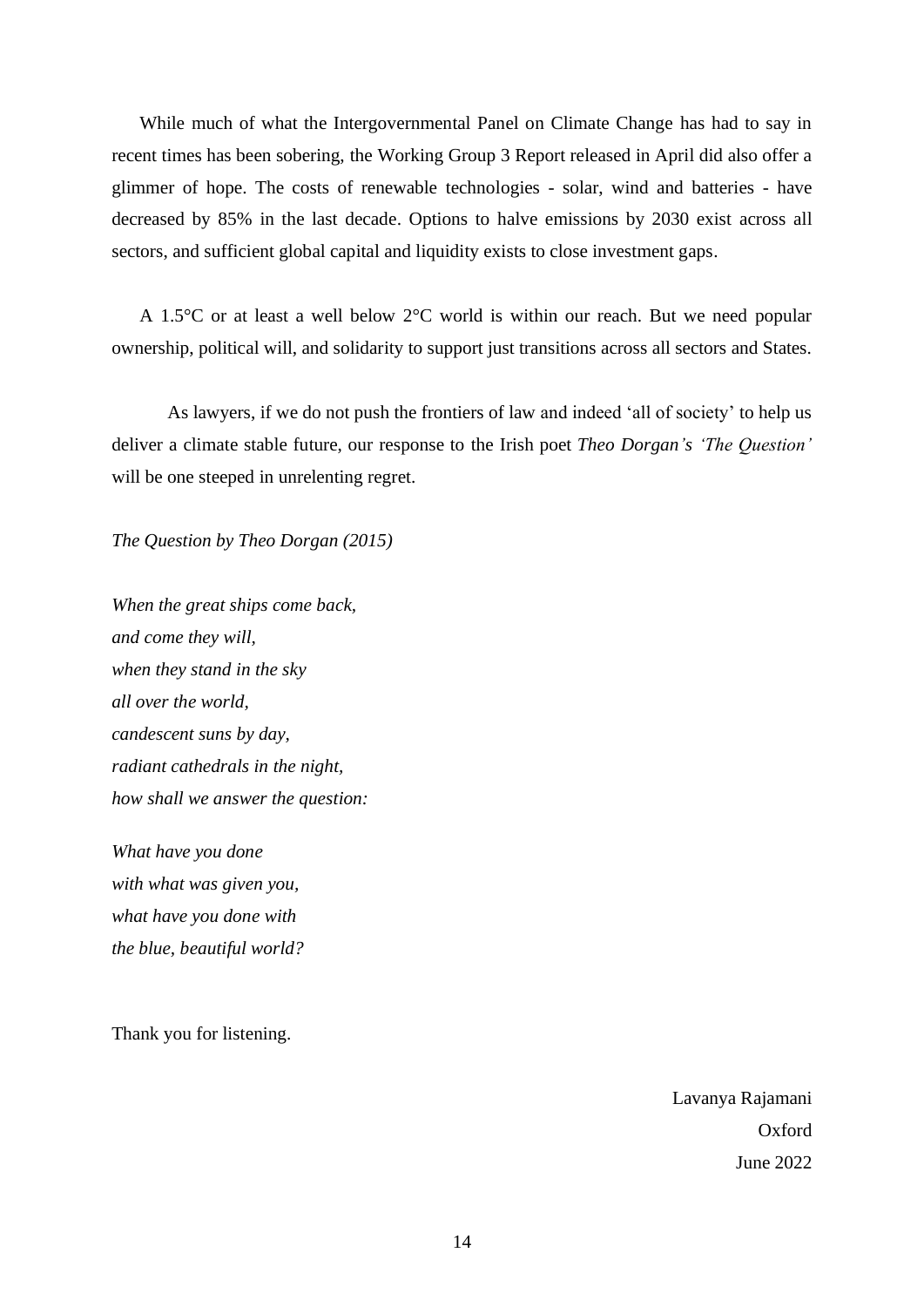While much of what the Intergovernmental Panel on Climate Change has had to say in recent times has been sobering, the Working Group 3 Report released in April did also offer a glimmer of hope. The costs of renewable technologies - solar, wind and batteries - have decreased by 85% in the last decade. Options to halve emissions by 2030 exist across all sectors, and sufficient global capital and liquidity exists to close investment gaps.

A 1.5°C or at least a well below 2°C world is within our reach. But we need popular ownership, political will, and solidarity to support just transitions across all sectors and States.

As lawyers, if we do not push the frontiers of law and indeed 'all of society' to help us deliver a climate stable future, our response to the Irish poet *Theo Dorgan's 'The Question'* will be one steeped in unrelenting regret.

*The Question by Theo Dorgan (2015)*

*When the great ships come back,*
*and come they will,*
*when they stand in the sky*
*all over the world,*
*candescent suns by day,*
*radiant cathedrals in the night,*
*how shall we answer the question:*

*What have you done*
*with what was given you,*
*what have you done with*
*the blue, beautiful world?*

Thank you for listening.

Lavanya Rajamani
Oxford
June 2022